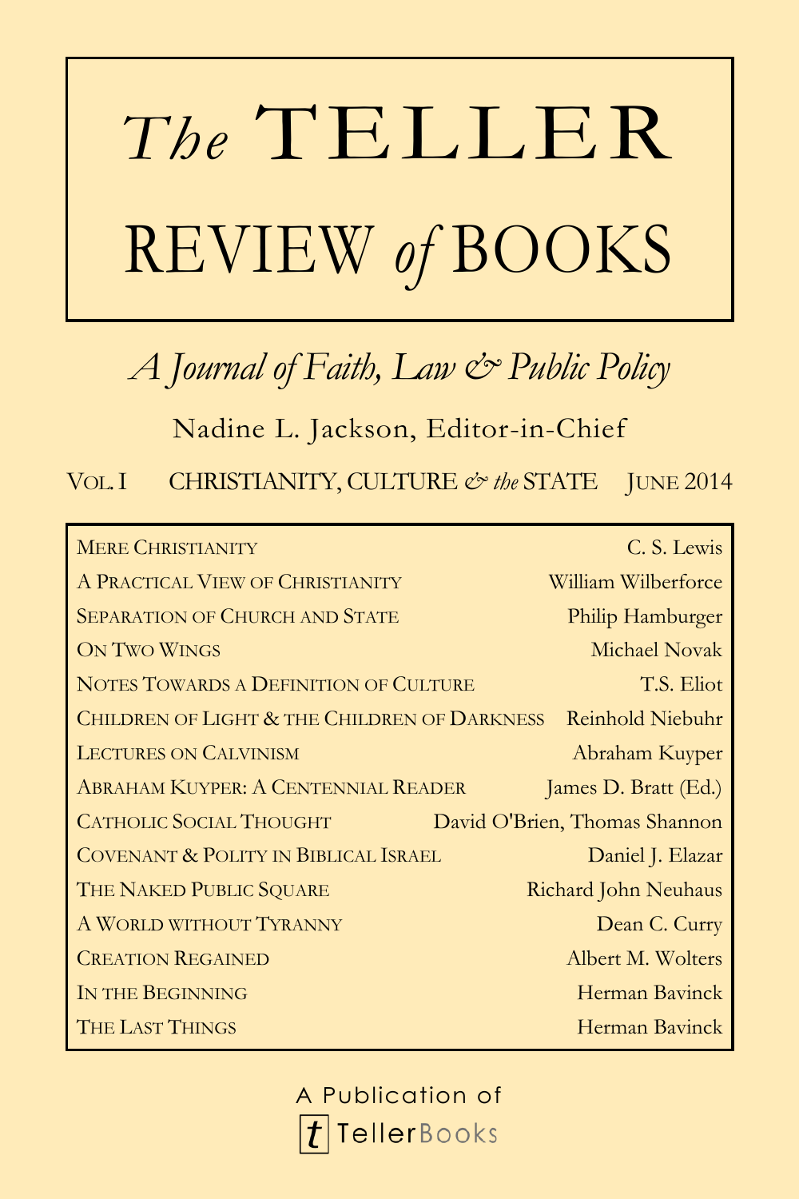# *The* TELLER REVIEW *of* BOOKS

*A Journal of Faith, Law & Public Policy*

Nadine L. Jackson, Editor-in-Chief

VOL. I — CHRISTIANITY, CULTURE *& the* STATE — JUNE 2014

| | |
|---|---|
| MERE CHRISTIANITY | C. S. Lewis |
| A PRACTICAL VIEW OF CHRISTIANITY | William Wilberforce |
| SEPARATION OF CHURCH AND STATE | Philip Hamburger |
| ON TWO WINGS | Michael Novak |
| NOTES TOWARDS A DEFINITION OF CULTURE | T.S. Eliot |
| CHILDREN OF LIGHT & THE CHILDREN OF DARKNESS | Reinhold Niebuhr |
| LECTURES ON CALVINISM | Abraham Kuyper |
| ABRAHAM KUYPER: A CENTENNIAL READER | James D. Bratt (Ed.) |
| CATHOLIC SOCIAL THOUGHT | David O'Brien, Thomas Shannon |
| COVENANT & POLITY IN BIBLICAL ISRAEL | Daniel J. Elazar |
| THE NAKED PUBLIC SQUARE | Richard John Neuhaus |
| A WORLD WITHOUT TYRANNY | Dean C. Curry |
| CREATION REGAINED | Albert M. Wolters |
| IN THE BEGINNING | Herman Bavinck |
| THE LAST THINGS | Herman Bavinck |

A Publication of

TellerBooks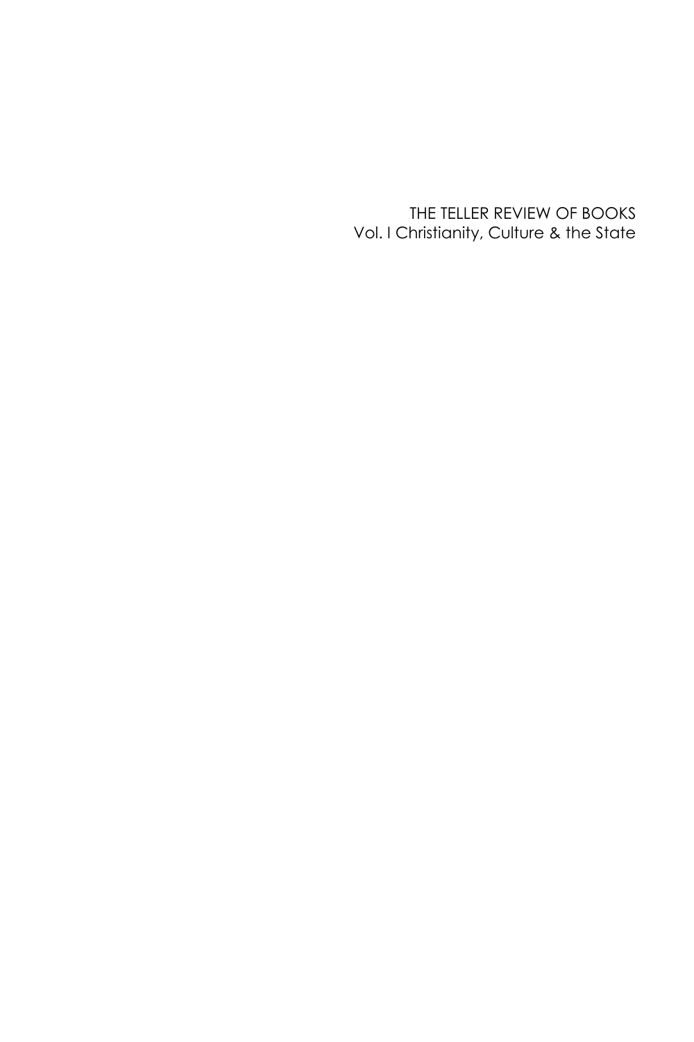THE TELLER REVIEW OF BOOKS
Vol. I Christianity, Culture & the State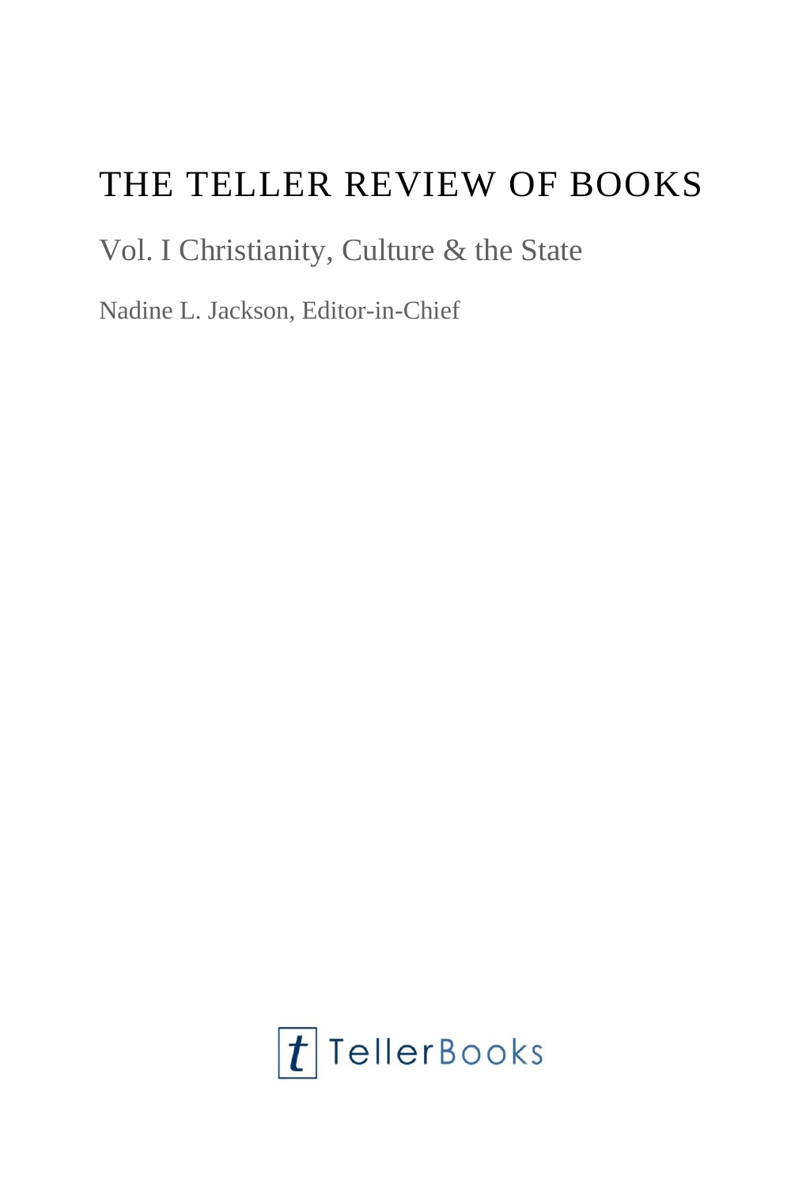# THE TELLER REVIEW OF BOOKS

Vol. I Christianity, Culture & the State

Nadine L. Jackson, Editor-in-Chief

TellerBooks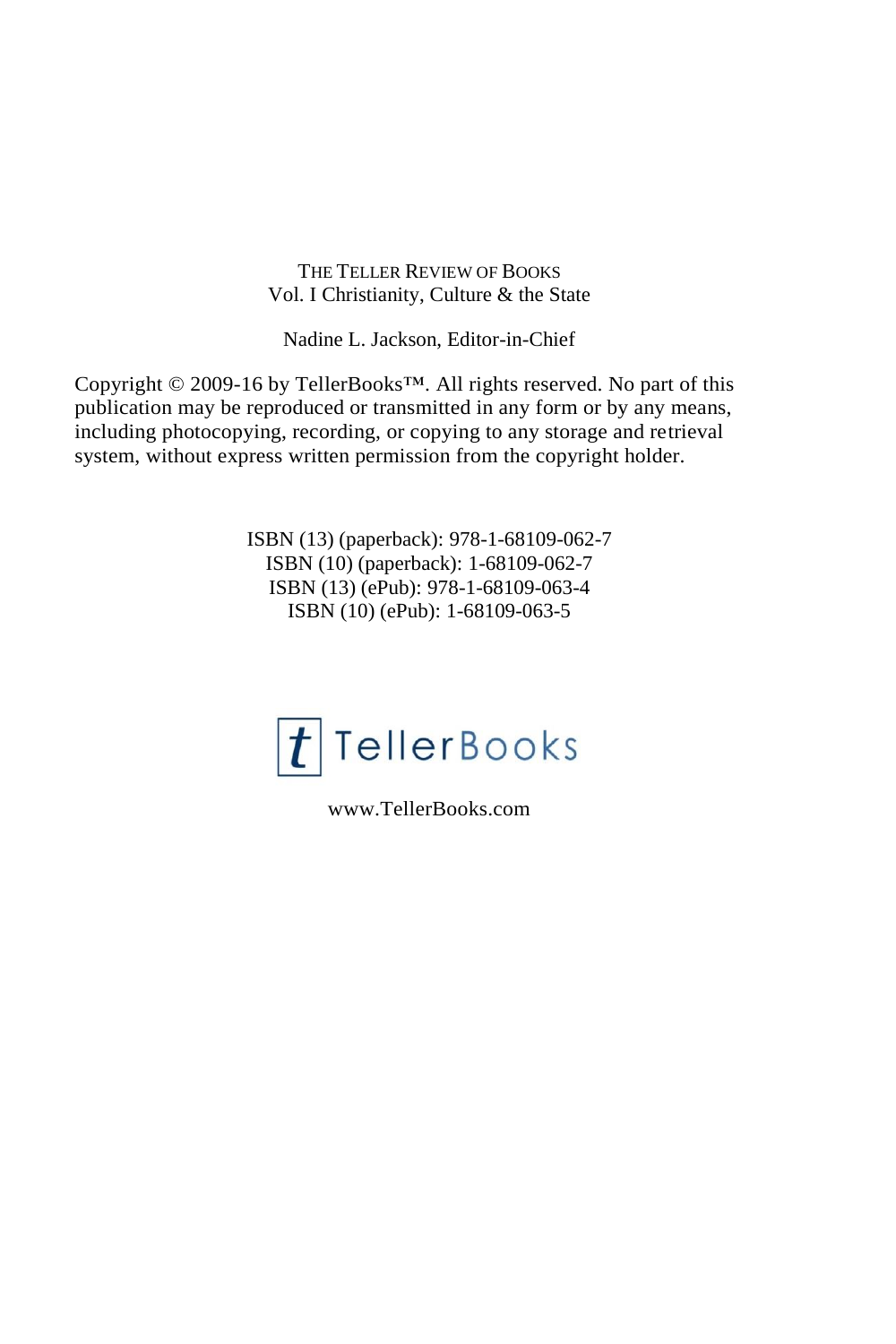THE TELLER REVIEW OF BOOKS
Vol. I Christianity, Culture & the State

Nadine L. Jackson, Editor-in-Chief

Copyright © 2009-16 by TellerBooks™. All rights reserved. No part of this publication may be reproduced or transmitted in any form or by any means, including photocopying, recording, or copying to any storage and retrieval system, without express written permission from the copyright holder.

ISBN (13) (paperback): 978-1-68109-062-7
ISBN (10) (paperback): 1-68109-062-7
ISBN (13) (ePub): 978-1-68109-063-4
ISBN (10) (ePub): 1-68109-063-5

t TellerBooks

www.TellerBooks.com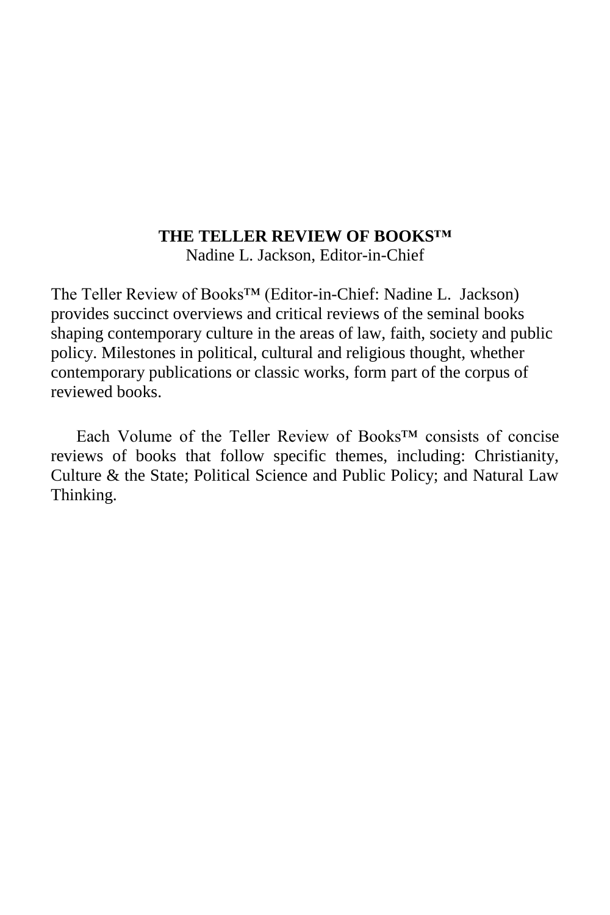**THE TELLER REVIEW OF BOOKS™**

Nadine L. Jackson, Editor-in-Chief

The Teller Review of Books™ (Editor-in-Chief: Nadine L. Jackson) provides succinct overviews and critical reviews of the seminal books shaping contemporary culture in the areas of law, faith, society and public policy. Milestones in political, cultural and religious thought, whether contemporary publications or classic works, form part of the corpus of reviewed books.

Each Volume of the Teller Review of Books™ consists of concise reviews of books that follow specific themes, including: Christianity, Culture & the State; Political Science and Public Policy; and Natural Law Thinking.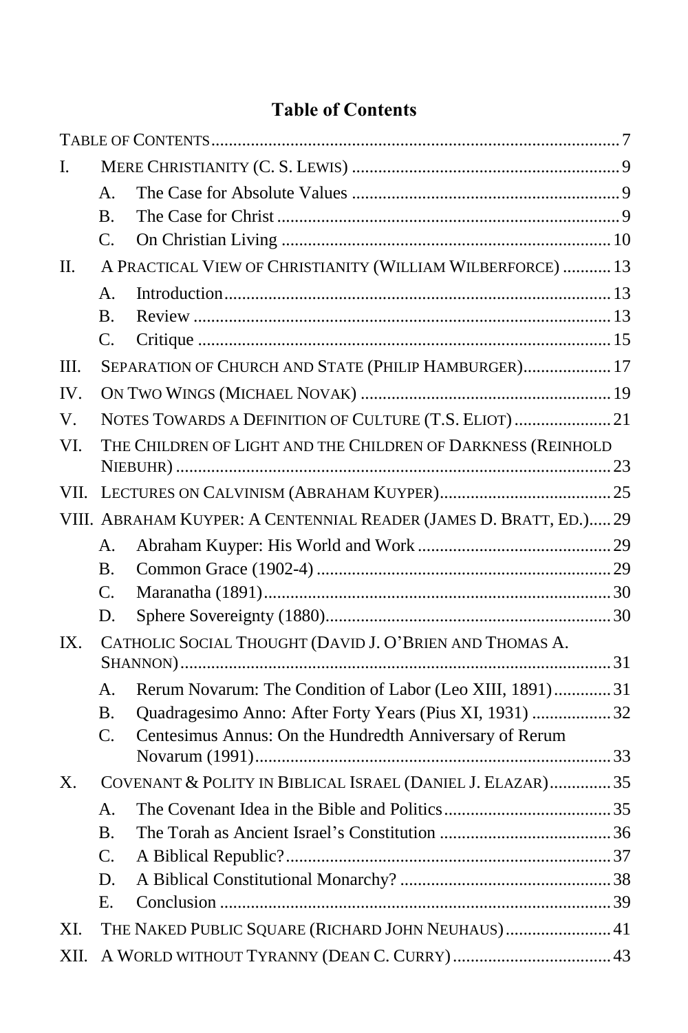# Table of Contents

Table of Contents ........ 7

I. Mere Christianity (C. S. Lewis) ........ 9
   - A. The Case for Absolute Values ........ 9
   - B. The Case for Christ ........ 9
   - C. On Christian Living ........ 10

II. A Practical View of Christianity (William Wilberforce) ........ 13
   - A. Introduction ........ 13
   - B. Review ........ 13
   - C. Critique ........ 15

III. Separation of Church and State (Philip Hamburger) ........ 17

IV. On Two Wings (Michael Novak) ........ 19

V. Notes Towards a Definition of Culture (T.S. Eliot) ........ 21

VI. The Children of Light and the Children of Darkness (Reinhold Niebuhr) ........ 23

VII. Lectures on Calvinism (Abraham Kuyper) ........ 25

VIII. Abraham Kuyper: A Centennial Reader (James D. Bratt, Ed.) ........ 29
   - A. Abraham Kuyper: His World and Work ........ 29
   - B. Common Grace (1902-4) ........ 29
   - C. Maranatha (1891) ........ 30
   - D. Sphere Sovereignty (1880) ........ 30

IX. Catholic Social Thought (David J. O'Brien and Thomas A. Shannon) ........ 31
   - A. Rerum Novarum: The Condition of Labor (Leo XIII, 1891) ........ 31
   - B. Quadragesimo Anno: After Forty Years (Pius XI, 1931) ........ 32
   - C. Centesimus Annus: On the Hundredth Anniversary of Rerum Novarum (1991) ........ 33

X. Covenant & Polity in Biblical Israel (Daniel J. Elazar) ........ 35
   - A. The Covenant Idea in the Bible and Politics ........ 35
   - B. The Torah as Ancient Israel's Constitution ........ 36
   - C. A Biblical Republic? ........ 37
   - D. A Biblical Constitutional Monarchy? ........ 38
   - E. Conclusion ........ 39

XI. The Naked Public Square (Richard John Neuhaus) ........ 41

XII. A World without Tyranny (Dean C. Curry) ........ 43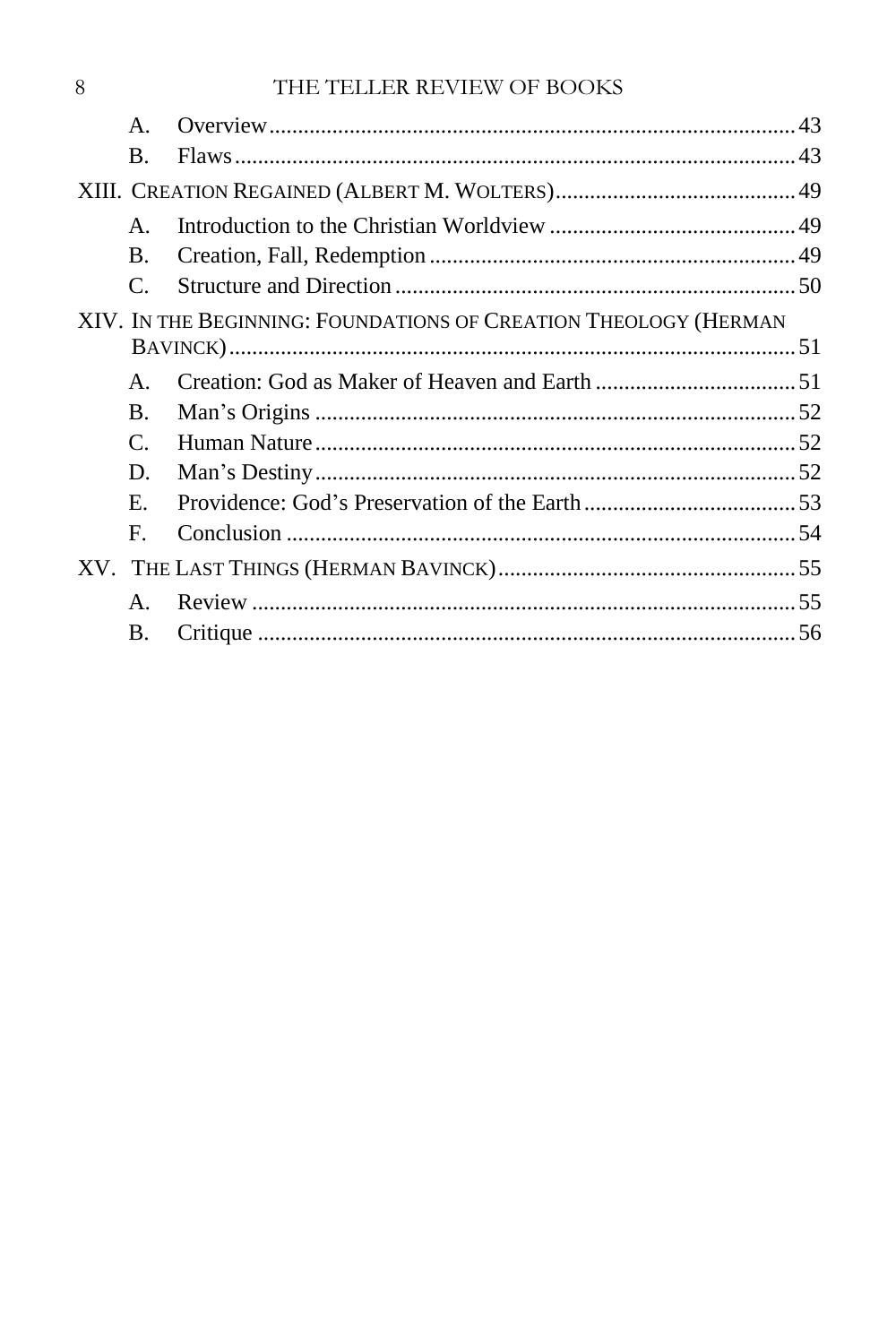- A. Overview .......... 43
- B. Flaws .......... 43

XIII. Creation Regained (Albert M. Wolters) .......... 49

- A. Introduction to the Christian Worldview .......... 49
- B. Creation, Fall, Redemption .......... 49
- C. Structure and Direction .......... 50

XIV. In the Beginning: Foundations of Creation Theology (Herman Bavinck) .......... 51

- A. Creation: God as Maker of Heaven and Earth .......... 51
- B. Man's Origins .......... 52
- C. Human Nature .......... 52
- D. Man's Destiny .......... 52
- E. Providence: God's Preservation of the Earth .......... 53
- F. Conclusion .......... 54

XV. The Last Things (Herman Bavinck) .......... 55

- A. Review .......... 55
- B. Critique .......... 56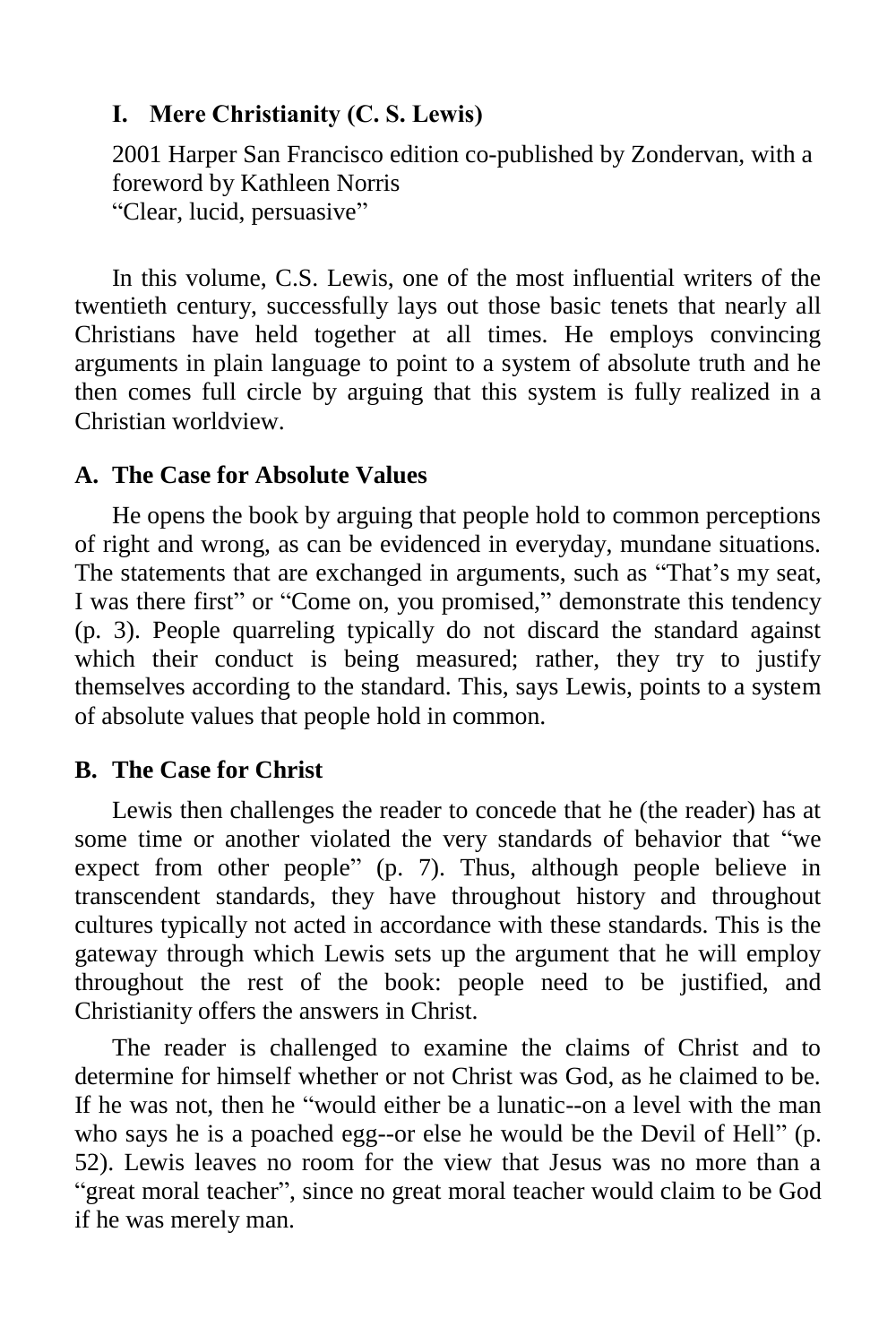## I. Mere Christianity (C. S. Lewis)

2001 Harper San Francisco edition co-published by Zondervan, with a foreword by Kathleen Norris
"Clear, lucid, persuasive"

In this volume, C.S. Lewis, one of the most influential writers of the twentieth century, successfully lays out those basic tenets that nearly all Christians have held together at all times. He employs convincing arguments in plain language to point to a system of absolute truth and he then comes full circle by arguing that this system is fully realized in a Christian worldview.

### A. The Case for Absolute Values

He opens the book by arguing that people hold to common perceptions of right and wrong, as can be evidenced in everyday, mundane situations. The statements that are exchanged in arguments, such as "That's my seat, I was there first" or "Come on, you promised," demonstrate this tendency (p. 3). People quarreling typically do not discard the standard against which their conduct is being measured; rather, they try to justify themselves according to the standard. This, says Lewis, points to a system of absolute values that people hold in common.

### B. The Case for Christ

Lewis then challenges the reader to concede that he (the reader) has at some time or another violated the very standards of behavior that "we expect from other people" (p. 7). Thus, although people believe in transcendent standards, they have throughout history and throughout cultures typically not acted in accordance with these standards. This is the gateway through which Lewis sets up the argument that he will employ throughout the rest of the book: people need to be justified, and Christianity offers the answers in Christ.

The reader is challenged to examine the claims of Christ and to determine for himself whether or not Christ was God, as he claimed to be. If he was not, then he "would either be a lunatic--on a level with the man who says he is a poached egg--or else he would be the Devil of Hell" (p. 52). Lewis leaves no room for the view that Jesus was no more than a "great moral teacher", since no great moral teacher would claim to be God if he was merely man.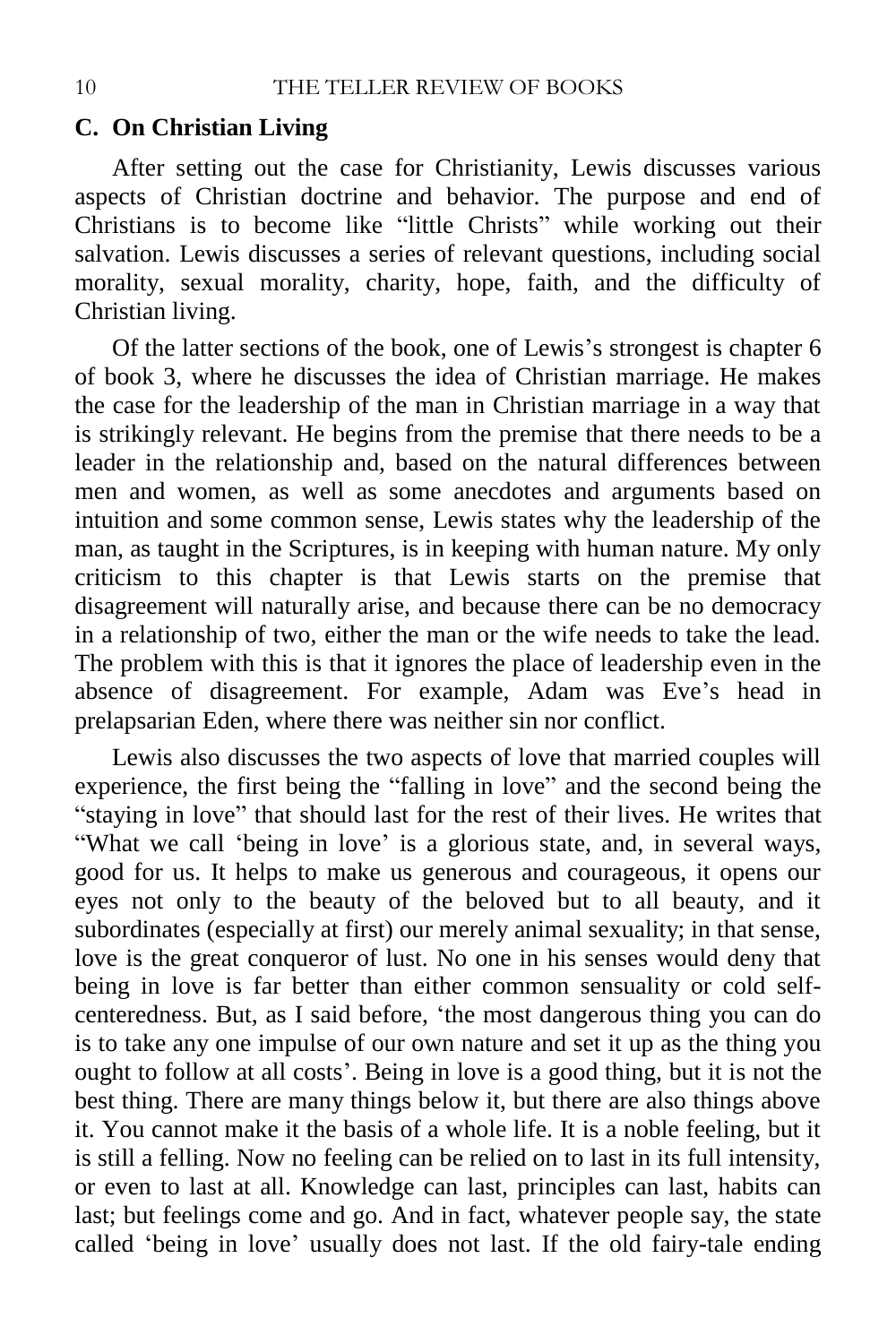### C. On Christian Living

After setting out the case for Christianity, Lewis discusses various aspects of Christian doctrine and behavior. The purpose and end of Christians is to become like "little Christs" while working out their salvation. Lewis discusses a series of relevant questions, including social morality, sexual morality, charity, hope, faith, and the difficulty of Christian living.

Of the latter sections of the book, one of Lewis's strongest is chapter 6 of book 3, where he discusses the idea of Christian marriage. He makes the case for the leadership of the man in Christian marriage in a way that is strikingly relevant. He begins from the premise that there needs to be a leader in the relationship and, based on the natural differences between men and women, as well as some anecdotes and arguments based on intuition and some common sense, Lewis states why the leadership of the man, as taught in the Scriptures, is in keeping with human nature. My only criticism to this chapter is that Lewis starts on the premise that disagreement will naturally arise, and because there can be no democracy in a relationship of two, either the man or the wife needs to take the lead. The problem with this is that it ignores the place of leadership even in the absence of disagreement. For example, Adam was Eve's head in prelapsarian Eden, where there was neither sin nor conflict.

Lewis also discusses the two aspects of love that married couples will experience, the first being the "falling in love" and the second being the "staying in love" that should last for the rest of their lives. He writes that "What we call 'being in love' is a glorious state, and, in several ways, good for us. It helps to make us generous and courageous, it opens our eyes not only to the beauty of the beloved but to all beauty, and it subordinates (especially at first) our merely animal sexuality; in that sense, love is the great conqueror of lust. No one in his senses would deny that being in love is far better than either common sensuality or cold self-centeredness. But, as I said before, 'the most dangerous thing you can do is to take any one impulse of our own nature and set it up as the thing you ought to follow at all costs'. Being in love is a good thing, but it is not the best thing. There are many things below it, but there are also things above it. You cannot make it the basis of a whole life. It is a noble feeling, but it is still a felling. Now no feeling can be relied on to last in its full intensity, or even to last at all. Knowledge can last, principles can last, habits can last; but feelings come and go. And in fact, whatever people say, the state called 'being in love' usually does not last. If the old fairy-tale ending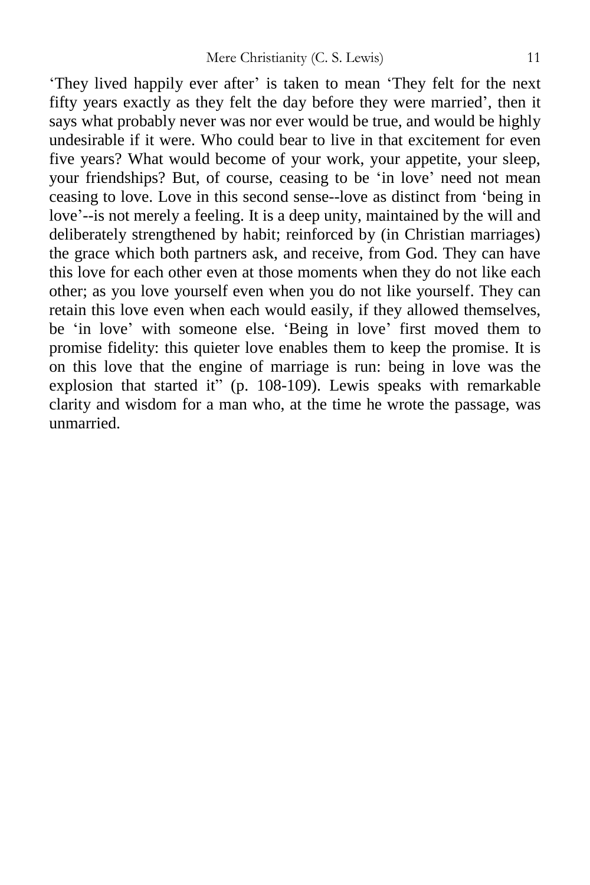'They lived happily ever after' is taken to mean 'They felt for the next fifty years exactly as they felt the day before they were married', then it says what probably never was nor ever would be true, and would be highly undesirable if it were. Who could bear to live in that excitement for even five years? What would become of your work, your appetite, your sleep, your friendships? But, of course, ceasing to be 'in love' need not mean ceasing to love. Love in this second sense--love as distinct from 'being in love'--is not merely a feeling. It is a deep unity, maintained by the will and deliberately strengthened by habit; reinforced by (in Christian marriages) the grace which both partners ask, and receive, from God. They can have this love for each other even at those moments when they do not like each other; as you love yourself even when you do not like yourself. They can retain this love even when each would easily, if they allowed themselves, be 'in love' with someone else. 'Being in love' first moved them to promise fidelity: this quieter love enables them to keep the promise. It is on this love that the engine of marriage is run: being in love was the explosion that started it" (p. 108-109). Lewis speaks with remarkable clarity and wisdom for a man who, at the time he wrote the passage, was unmarried.